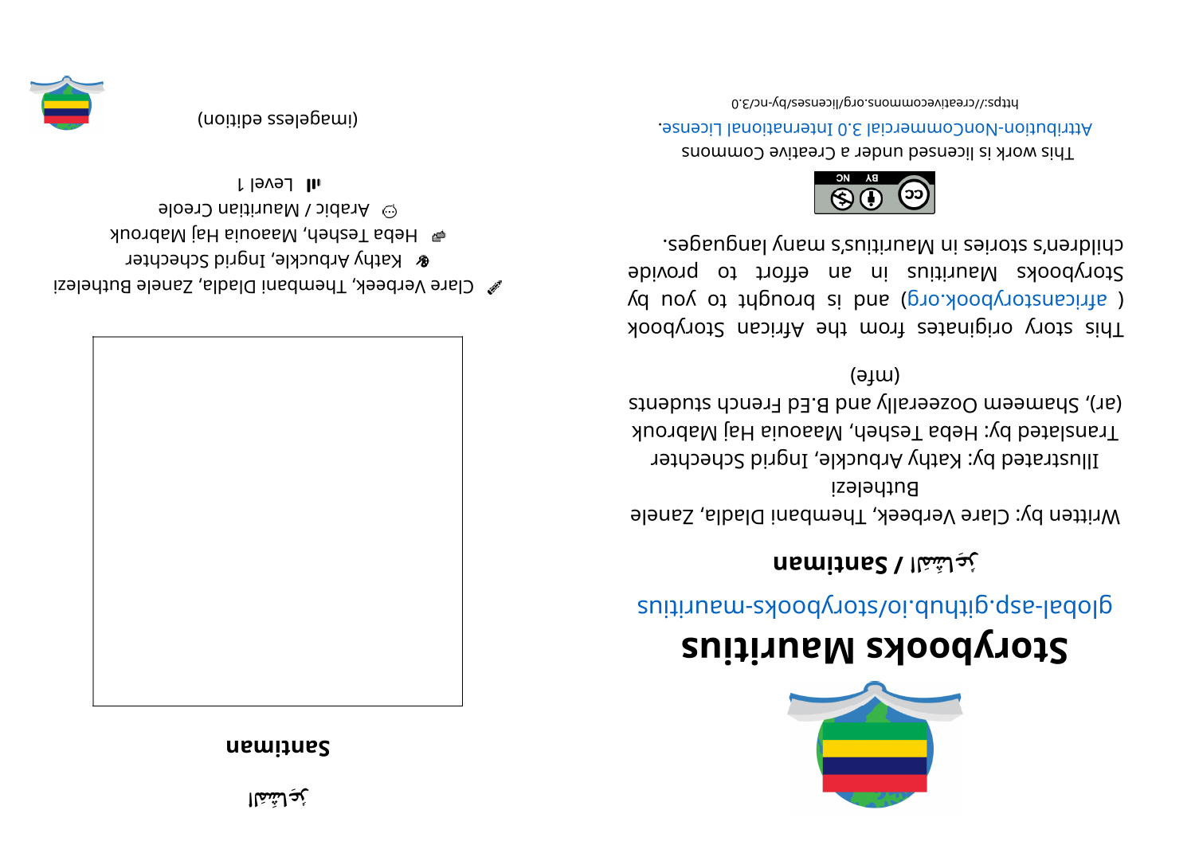# Storybooks Mauritius

global-asp.github.io/storybooks-mauritius

## ٱلْقَطُّ / Santiman

Written by: Clare Verbeek, Thembani Dladla, Zanele Buthelezi

Illustrated by: Kathy Arbuckle, Ingrid Schechter

Translated by: Heba Tesheh, Maaouia Haj Mabrouk (ar), Shameem Oozeerally and B.Ed French students (mfe)

This story originates from the African Storybook ( africanstorybook.org ) and is brought to you by Storybooks Mauritius in an effort to provide children's stories in Mauritius's many languages.

This work is licensed under a Creative Commons Attribution-NonCommercial 3.0 International License.

https://creativecommons.org/licenses/by-nc/3.0

ٱلْقَطُّ

**Santiman**

Clare Verbeek, Thembani Dladla, Zanele Buthelezi

Kathy Arbuckle, Ingrid Schechter

Heba Tesheh, Maaouia Haj Mabrouk

Arabic / Mauritian Creole

Level 1

(imageless edition)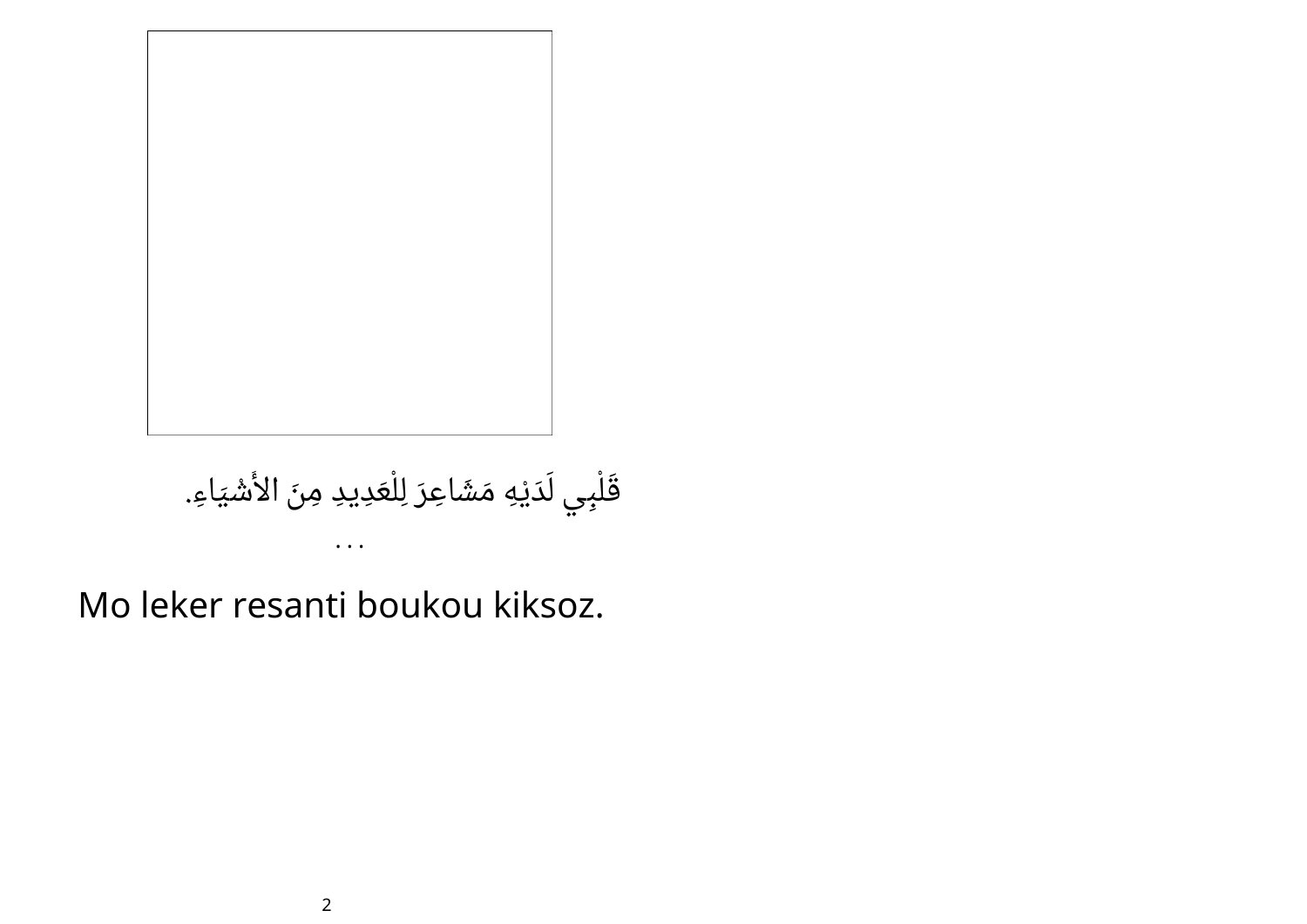قَلْبِي لَدَيْهِ مَشَاعِرَ لِلْعَدِيدِ مِنَ الأَشْيَاءِ.

. . .

Mo leker resanti boukou kiksoz.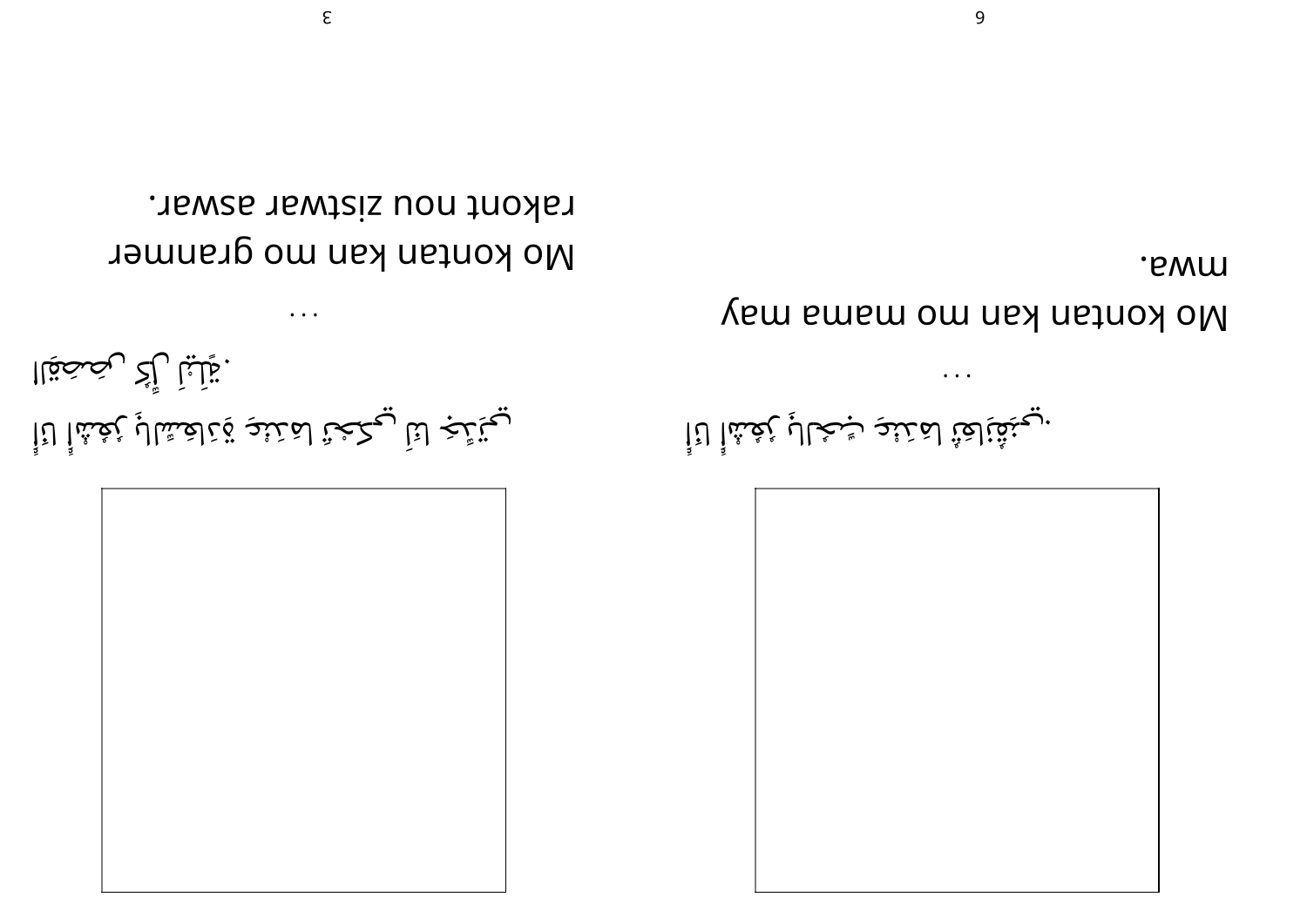...

Mo kontan kan mo mama may mwa.

...

Mo kontan kan mo granmer rakont nou zistwar aswar.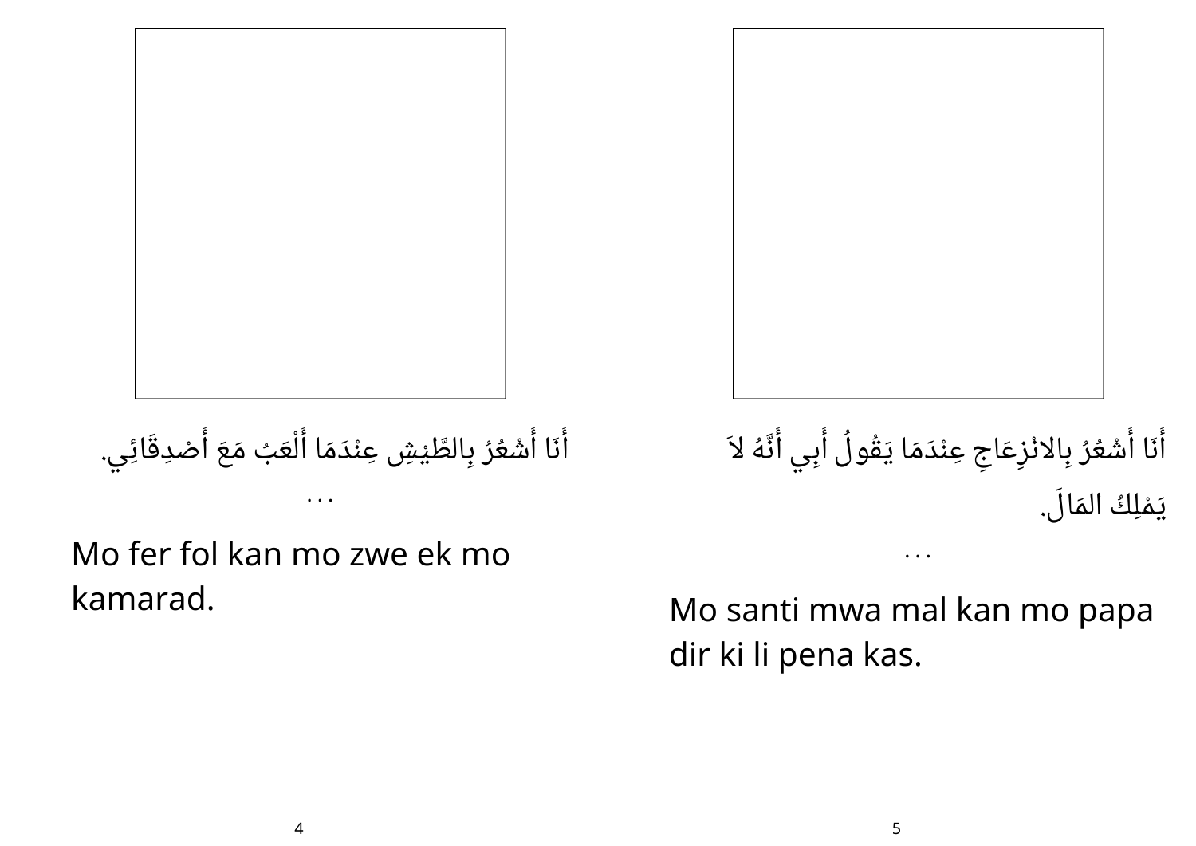أَنَا أَشْعُرُ بِالطَّيْشِ عِنْدَمَا أَلْعَبُ مَعَ أَصْدِقَائِي.

...

Mo fer fol kan mo zwe ek mo kamarad.

أَنَا أَشْعُرُ بِالانْزِعَاجِ عِنْدَمَا يَقُولُ أَبِي أَنَّهُ لاَ يَمْلِكُ المَالَ.

...

Mo santi mwa mal kan mo papa dir ki li pena kas.